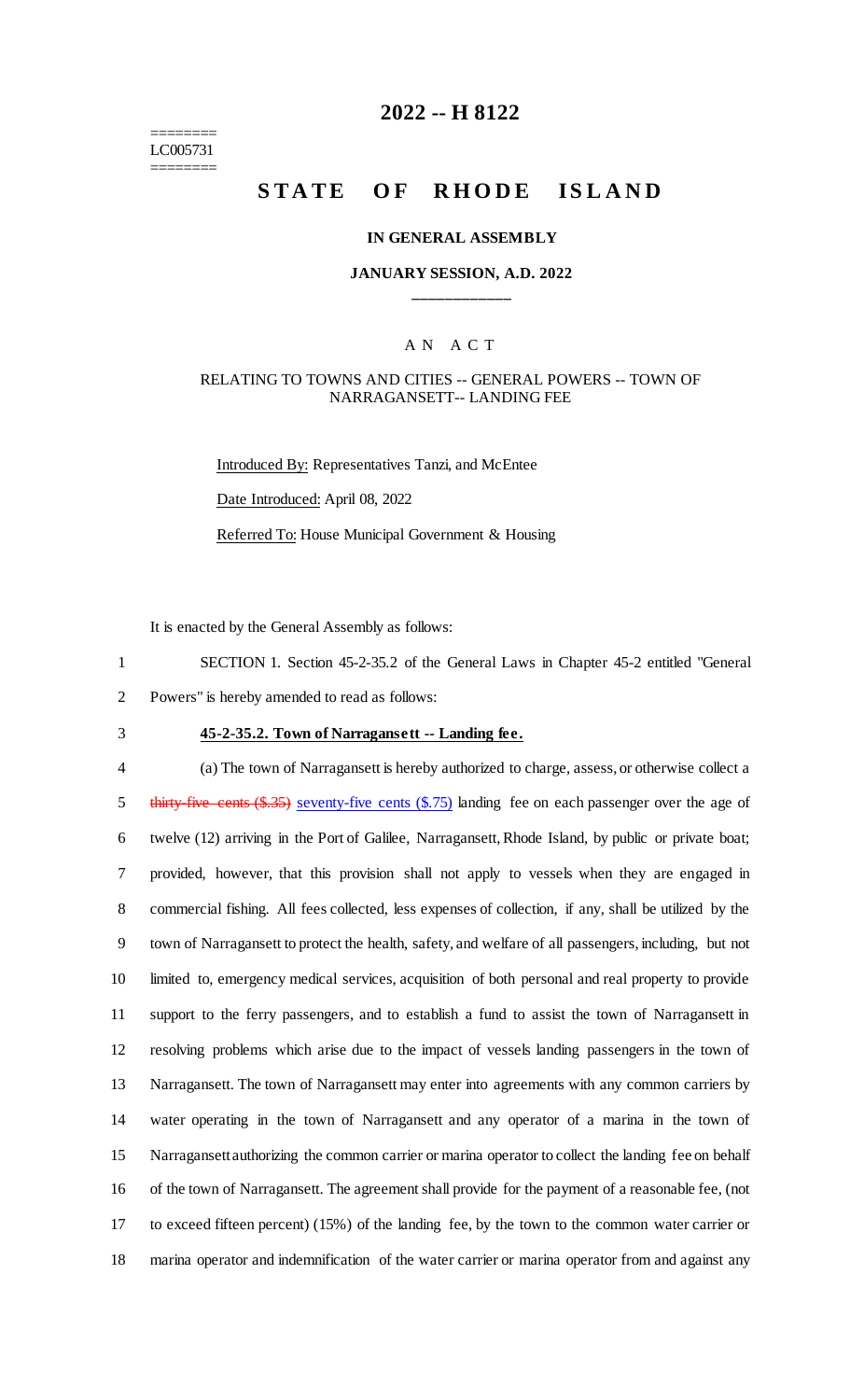======== LC005731 ========

# 2022 -- H 8122

# STATE OF RHODE ISLAND

## IN GENERAL ASSEMBLY

### JANUARY SESSION, A.D. 2022

A N A C T

RELATING TO TOWNS AND CITIES -- GENERAL POWERS -- TOWN OF NARRAGANSETT-- LANDING FEE

Introduced By: Representatives Tanzi, and McEntee

Date Introduced: April 08, 2022

Referred To: House Municipal Government & Housing

It is enacted by the General Assembly as follows:

1 SECTION 1. Section 45-2-35.2 of the General Laws in Chapter 45-2 entitled "General
2 Powers" is hereby amended to read as follows:

3 **45-2-35.2. Town of Narragansett -- Landing fee.**

4 (a) The town of Narragansett is hereby authorized to charge, assess, or otherwise collect a
5 ~~thirty-five cents ($.35)~~ seventy-five cents ($.75) landing fee on each passenger over the age of
6 twelve (12) arriving in the Port of Galilee, Narragansett, Rhode Island, by public or private boat;
7 provided, however, that this provision shall not apply to vessels when they are engaged in
8 commercial fishing. All fees collected, less expenses of collection, if any, shall be utilized by the
9 town of Narragansett to protect the health, safety, and welfare of all passengers, including, but not
10 limited to, emergency medical services, acquisition of both personal and real property to provide
11 support to the ferry passengers, and to establish a fund to assist the town of Narragansett in
12 resolving problems which arise due to the impact of vessels landing passengers in the town of
13 Narragansett. The town of Narragansett may enter into agreements with any common carriers by
14 water operating in the town of Narragansett and any operator of a marina in the town of
15 Narragansett authorizing the common carrier or marina operator to collect the landing fee on behalf
16 of the town of Narragansett. The agreement shall provide for the payment of a reasonable fee, (not
17 to exceed fifteen percent) (15%) of the landing fee, by the town to the common water carrier or
18 marina operator and indemnification of the water carrier or marina operator from and against any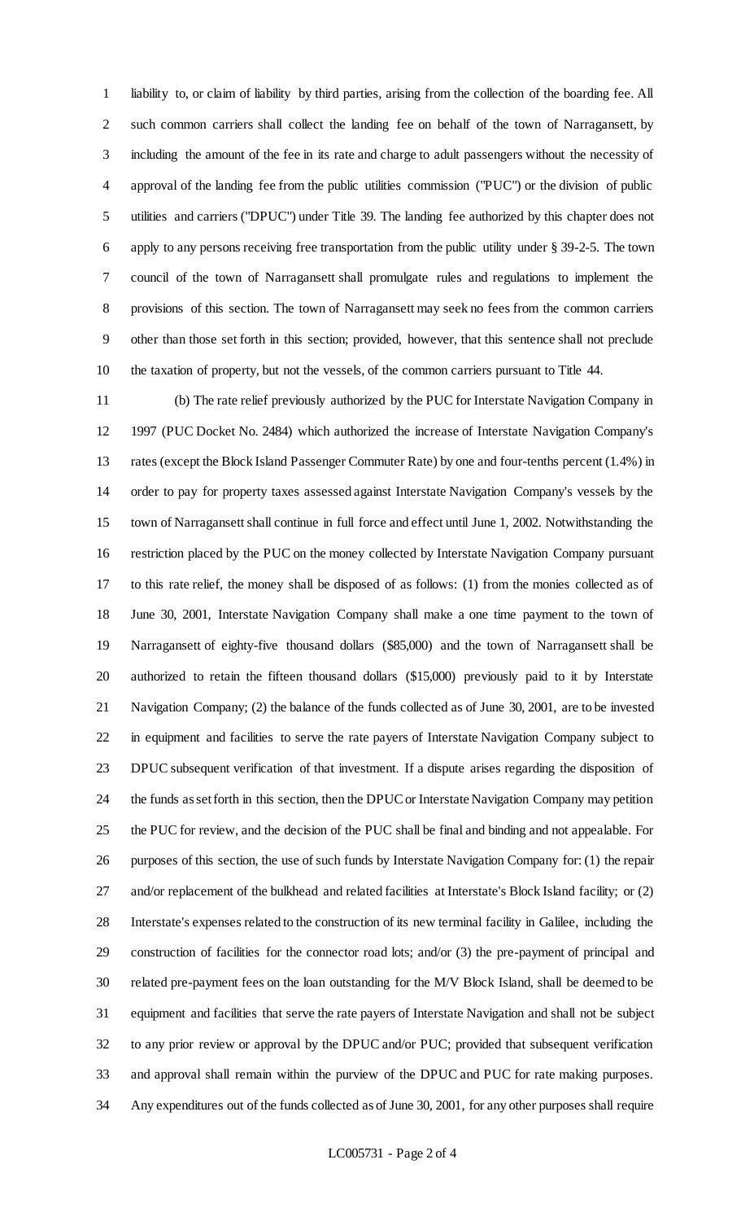liability to, or claim of liability by third parties, arising from the collection of the boarding fee. All such common carriers shall collect the landing fee on behalf of the town of Narragansett, by including the amount of the fee in its rate and charge to adult passengers without the necessity of approval of the landing fee from the public utilities commission ("PUC") or the division of public utilities and carriers ("DPUC") under Title 39. The landing fee authorized by this chapter does not apply to any persons receiving free transportation from the public utility under § 39-2-5. The town council of the town of Narragansett shall promulgate rules and regulations to implement the provisions of this section. The town of Narragansett may seek no fees from the common carriers other than those set forth in this section; provided, however, that this sentence shall not preclude the taxation of property, but not the vessels, of the common carriers pursuant to Title 44.

(b) The rate relief previously authorized by the PUC for Interstate Navigation Company in 1997 (PUC Docket No. 2484) which authorized the increase of Interstate Navigation Company's rates (except the Block Island Passenger Commuter Rate) by one and four-tenths percent (1.4%) in order to pay for property taxes assessed against Interstate Navigation Company's vessels by the town of Narragansett shall continue in full force and effect until June 1, 2002. Notwithstanding the restriction placed by the PUC on the money collected by Interstate Navigation Company pursuant to this rate relief, the money shall be disposed of as follows: (1) from the monies collected as of June 30, 2001, Interstate Navigation Company shall make a one time payment to the town of Narragansett of eighty-five thousand dollars ($85,000) and the town of Narragansett shall be authorized to retain the fifteen thousand dollars ($15,000) previously paid to it by Interstate Navigation Company; (2) the balance of the funds collected as of June 30, 2001, are to be invested in equipment and facilities to serve the rate payers of Interstate Navigation Company subject to DPUC subsequent verification of that investment. If a dispute arises regarding the disposition of the funds as set forth in this section, then the DPUC or Interstate Navigation Company may petition the PUC for review, and the decision of the PUC shall be final and binding and not appealable. For purposes of this section, the use of such funds by Interstate Navigation Company for: (1) the repair and/or replacement of the bulkhead and related facilities at Interstate's Block Island facility; or (2) Interstate's expenses related to the construction of its new terminal facility in Galilee, including the construction of facilities for the connector road lots; and/or (3) the pre-payment of principal and related pre-payment fees on the loan outstanding for the M/V Block Island, shall be deemed to be equipment and facilities that serve the rate payers of Interstate Navigation and shall not be subject to any prior review or approval by the DPUC and/or PUC; provided that subsequent verification and approval shall remain within the purview of the DPUC and PUC for rate making purposes. Any expenditures out of the funds collected as of June 30, 2001, for any other purposes shall require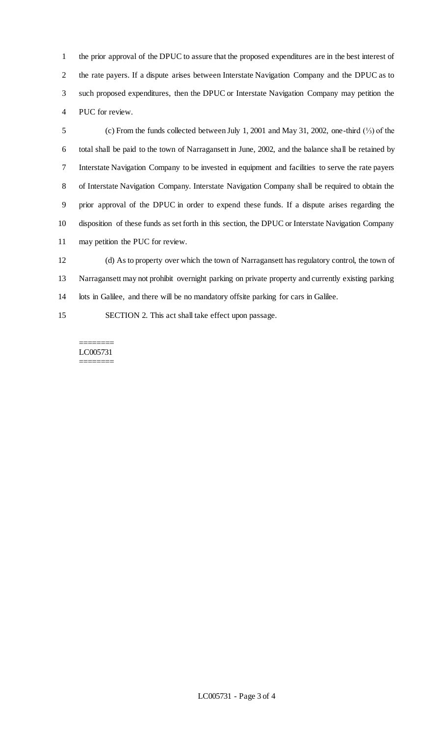the prior approval of the DPUC to assure that the proposed expenditures are in the best interest of the rate payers. If a dispute arises between Interstate Navigation Company and the DPUC as to such proposed expenditures, then the DPUC or Interstate Navigation Company may petition the PUC for review.

(c) From the funds collected between July 1, 2001 and May 31, 2002, one-third (⅓) of the total shall be paid to the town of Narragansett in June, 2002, and the balance shall be retained by Interstate Navigation Company to be invested in equipment and facilities to serve the rate payers of Interstate Navigation Company. Interstate Navigation Company shall be required to obtain the prior approval of the DPUC in order to expend these funds. If a dispute arises regarding the disposition of these funds as set forth in this section, the DPUC or Interstate Navigation Company may petition the PUC for review.

(d) As to property over which the town of Narragansett has regulatory control, the town of Narragansett may not prohibit overnight parking on private property and currently existing parking lots in Galilee, and there will be no mandatory offsite parking for cars in Galilee.

SECTION 2. This act shall take effect upon passage.

========
LC005731
========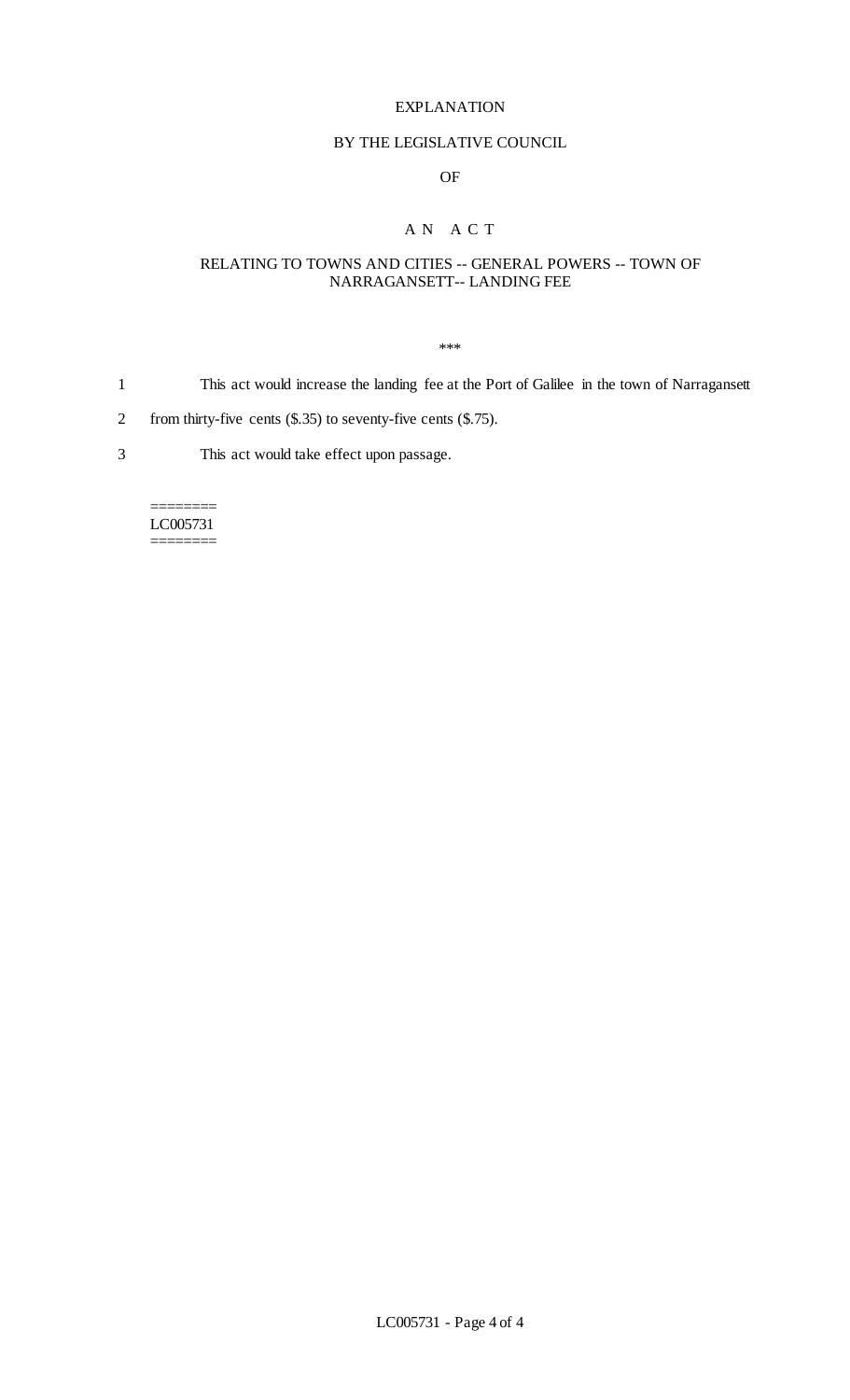EXPLANATION

BY THE LEGISLATIVE COUNCIL

OF

A N A C T

RELATING TO TOWNS AND CITIES -- GENERAL POWERS -- TOWN OF NARRAGANSETT-- LANDING FEE

\*\*\*

This act would increase the landing fee at the Port of Galilee in the town of Narragansett from thirty-five cents ($.35) to seventy-five cents ($.75).

This act would take effect upon passage.

========
LC005731
========